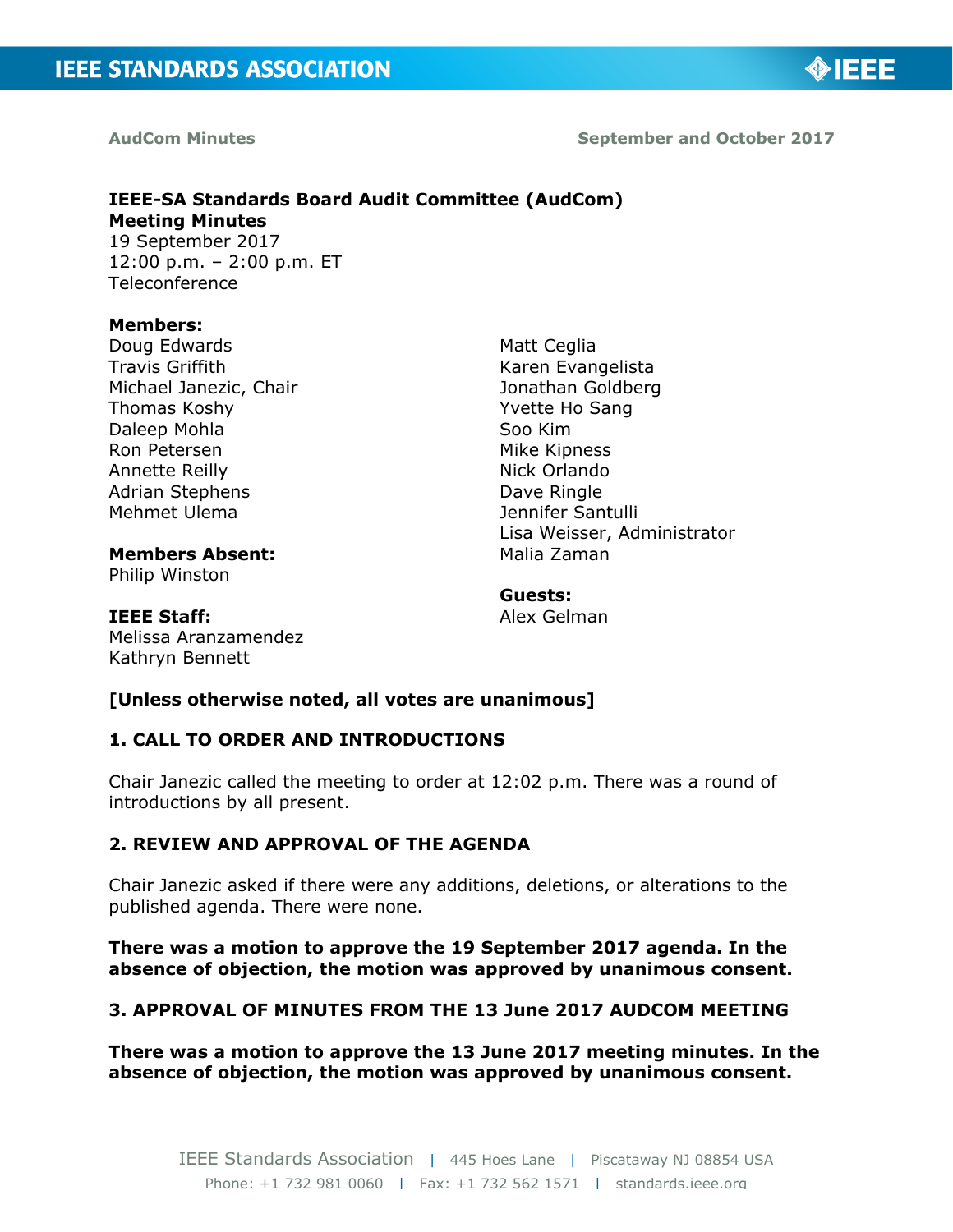AudCom Minutes

September and October 2017

**IEEE-SA Standards Board Audit Committee (AudCom)**
**Meeting Minutes**
19 September 2017
12:00 p.m. – 2:00 p.m. ET
Teleconference

**Members:**
Doug Edwards
Travis Griffith
Michael Janezic, Chair
Thomas Koshy
Daleep Mohla
Ron Petersen
Annette Reilly
Adrian Stephens
Mehmet Ulema

**Members Absent:**
Philip Winston

**IEEE Staff:**
Melissa Aranzamendez
Kathryn Bennett
Matt Ceglia
Karen Evangelista
Jonathan Goldberg
Yvette Ho Sang
Soo Kim
Mike Kipness
Nick Orlando
Dave Ringle
Jennifer Santulli
Lisa Weisser, Administrator
Malia Zaman

**Guests:**
Alex Gelman

**[Unless otherwise noted, all votes are unanimous]**

## 1. CALL TO ORDER AND INTRODUCTIONS

Chair Janezic called the meeting to order at 12:02 p.m. There was a round of introductions by all present.

## 2. REVIEW AND APPROVAL OF THE AGENDA

Chair Janezic asked if there were any additions, deletions, or alterations to the published agenda. There were none.

**There was a motion to approve the 19 September 2017 agenda. In the absence of objection, the motion was approved by unanimous consent.**

## 3. APPROVAL OF MINUTES FROM THE 13 June 2017 AUDCOM MEETING

**There was a motion to approve the 13 June 2017 meeting minutes. In the absence of objection, the motion was approved by unanimous consent.**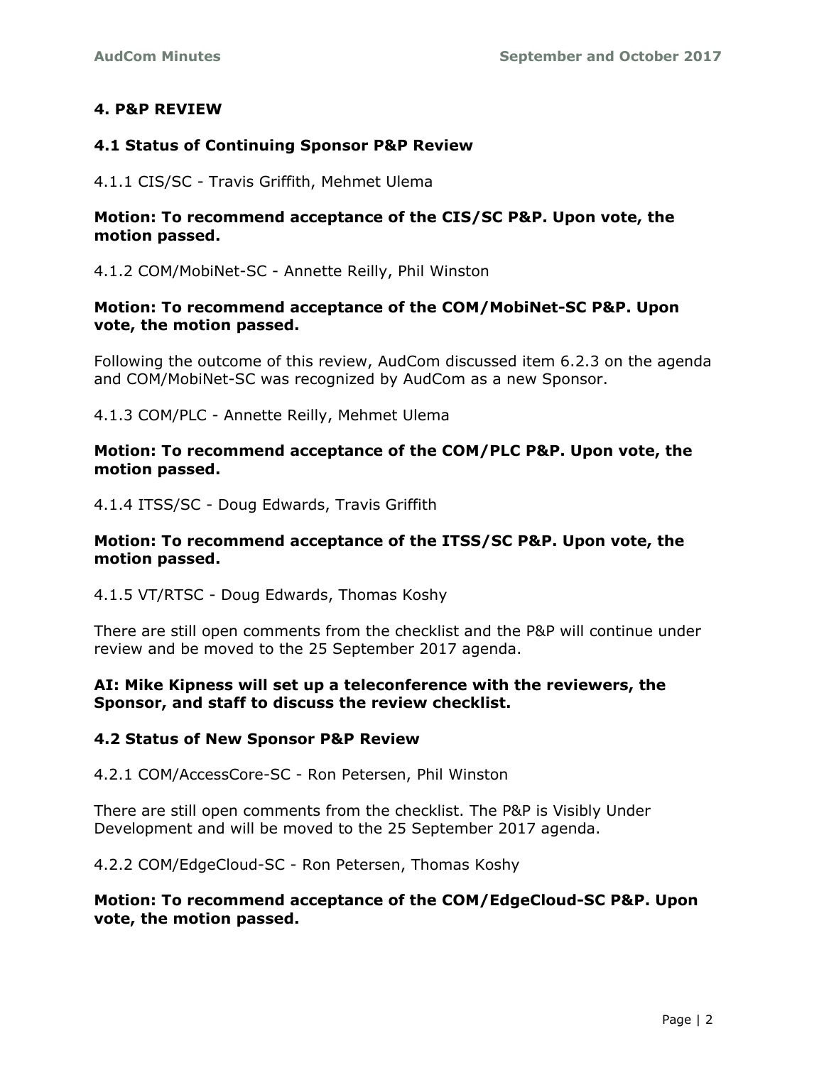## 4. P&P REVIEW

### 4.1 Status of Continuing Sponsor P&P Review

4.1.1 CIS/SC - Travis Griffith, Mehmet Ulema

**Motion: To recommend acceptance of the CIS/SC P&P. Upon vote, the motion passed.**

4.1.2 COM/MobiNet-SC - Annette Reilly, Phil Winston

**Motion: To recommend acceptance of the COM/MobiNet-SC P&P. Upon vote, the motion passed.**

Following the outcome of this review, AudCom discussed item 6.2.3 on the agenda and COM/MobiNet-SC was recognized by AudCom as a new Sponsor.

4.1.3 COM/PLC - Annette Reilly, Mehmet Ulema

**Motion: To recommend acceptance of the COM/PLC P&P. Upon vote, the motion passed.**

4.1.4 ITSS/SC - Doug Edwards, Travis Griffith

**Motion: To recommend acceptance of the ITSS/SC P&P. Upon vote, the motion passed.**

4.1.5 VT/RTSC - Doug Edwards, Thomas Koshy

There are still open comments from the checklist and the P&P will continue under review and be moved to the 25 September 2017 agenda.

**AI: Mike Kipness will set up a teleconference with the reviewers, the Sponsor, and staff to discuss the review checklist.**

### 4.2 Status of New Sponsor P&P Review

4.2.1 COM/AccessCore-SC - Ron Petersen, Phil Winston

There are still open comments from the checklist. The P&P is Visibly Under Development and will be moved to the 25 September 2017 agenda.

4.2.2 COM/EdgeCloud-SC - Ron Petersen, Thomas Koshy

**Motion: To recommend acceptance of the COM/EdgeCloud-SC P&P. Upon vote, the motion passed.**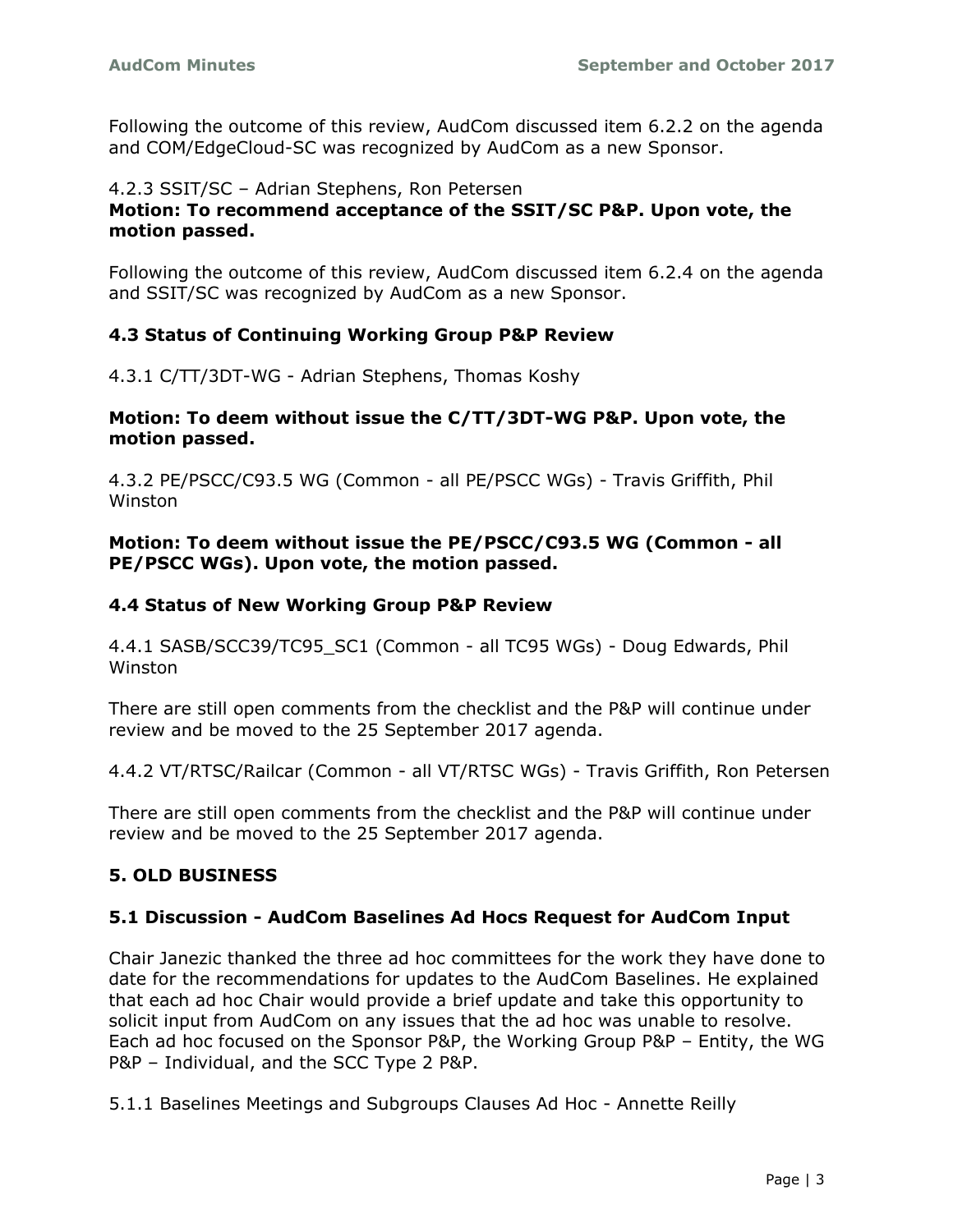Following the outcome of this review, AudCom discussed item 6.2.2 on the agenda and COM/EdgeCloud-SC was recognized by AudCom as a new Sponsor.

4.2.3 SSIT/SC – Adrian Stephens, Ron Petersen

**Motion: To recommend acceptance of the SSIT/SC P&P. Upon vote, the motion passed.**

Following the outcome of this review, AudCom discussed item 6.2.4 on the agenda and SSIT/SC was recognized by AudCom as a new Sponsor.

### 4.3 Status of Continuing Working Group P&P Review

4.3.1 C/TT/3DT-WG - Adrian Stephens, Thomas Koshy

**Motion: To deem without issue the C/TT/3DT-WG P&P. Upon vote, the motion passed.**

4.3.2 PE/PSCC/C93.5 WG (Common - all PE/PSCC WGs) - Travis Griffith, Phil Winston

**Motion: To deem without issue the PE/PSCC/C93.5 WG (Common - all PE/PSCC WGs). Upon vote, the motion passed.**

### 4.4 Status of New Working Group P&P Review

4.4.1 SASB/SCC39/TC95_SC1 (Common - all TC95 WGs) - Doug Edwards, Phil Winston

There are still open comments from the checklist and the P&P will continue under review and be moved to the 25 September 2017 agenda.

4.4.2 VT/RTSC/Railcar (Common - all VT/RTSC WGs) - Travis Griffith, Ron Petersen

There are still open comments from the checklist and the P&P will continue under review and be moved to the 25 September 2017 agenda.

## 5. OLD BUSINESS

### 5.1 Discussion - AudCom Baselines Ad Hocs Request for AudCom Input

Chair Janezic thanked the three ad hoc committees for the work they have done to date for the recommendations for updates to the AudCom Baselines. He explained that each ad hoc Chair would provide a brief update and take this opportunity to solicit input from AudCom on any issues that the ad hoc was unable to resolve. Each ad hoc focused on the Sponsor P&P, the Working Group P&P – Entity, the WG P&P – Individual, and the SCC Type 2 P&P.

5.1.1 Baselines Meetings and Subgroups Clauses Ad Hoc - Annette Reilly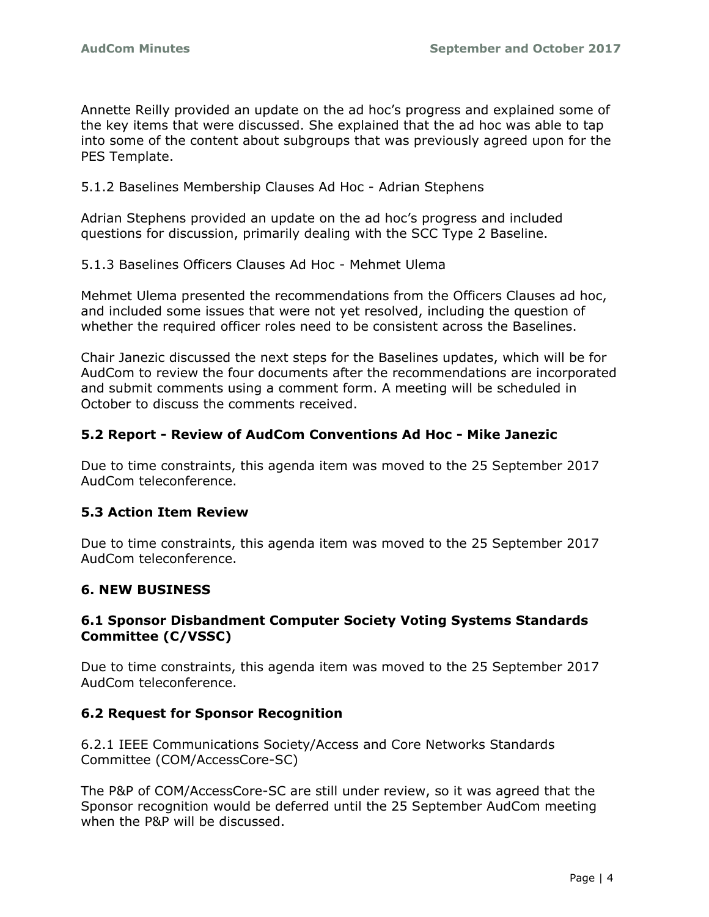Annette Reilly provided an update on the ad hoc's progress and explained some of the key items that were discussed. She explained that the ad hoc was able to tap into some of the content about subgroups that was previously agreed upon for the PES Template.

5.1.2 Baselines Membership Clauses Ad Hoc - Adrian Stephens

Adrian Stephens provided an update on the ad hoc's progress and included questions for discussion, primarily dealing with the SCC Type 2 Baseline.

5.1.3 Baselines Officers Clauses Ad Hoc - Mehmet Ulema

Mehmet Ulema presented the recommendations from the Officers Clauses ad hoc, and included some issues that were not yet resolved, including the question of whether the required officer roles need to be consistent across the Baselines.

Chair Janezic discussed the next steps for the Baselines updates, which will be for AudCom to review the four documents after the recommendations are incorporated and submit comments using a comment form. A meeting will be scheduled in October to discuss the comments received.

### 5.2 Report - Review of AudCom Conventions Ad Hoc - Mike Janezic

Due to time constraints, this agenda item was moved to the 25 September 2017 AudCom teleconference.

### 5.3 Action Item Review

Due to time constraints, this agenda item was moved to the 25 September 2017 AudCom teleconference.

## 6. NEW BUSINESS

### 6.1 Sponsor Disbandment Computer Society Voting Systems Standards Committee (C/VSSC)

Due to time constraints, this agenda item was moved to the 25 September 2017 AudCom teleconference.

### 6.2 Request for Sponsor Recognition

6.2.1 IEEE Communications Society/Access and Core Networks Standards Committee (COM/AccessCore-SC)

The P&P of COM/AccessCore-SC are still under review, so it was agreed that the Sponsor recognition would be deferred until the 25 September AudCom meeting when the P&P will be discussed.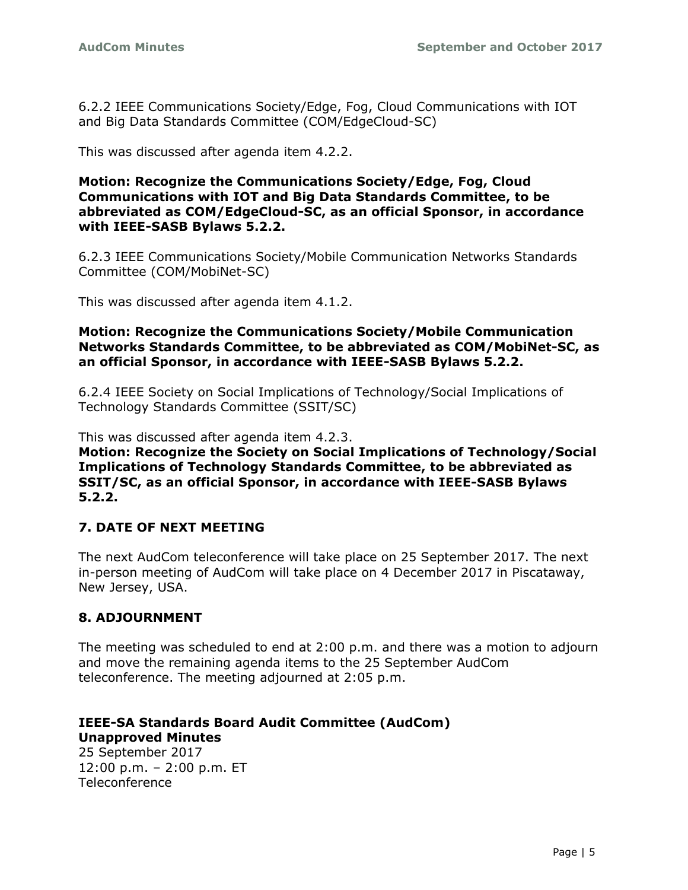6.2.2 IEEE Communications Society/Edge, Fog, Cloud Communications with IOT and Big Data Standards Committee (COM/EdgeCloud-SC)

This was discussed after agenda item 4.2.2.

**Motion: Recognize the Communications Society/Edge, Fog, Cloud Communications with IOT and Big Data Standards Committee, to be abbreviated as COM/EdgeCloud-SC, as an official Sponsor, in accordance with IEEE-SASB Bylaws 5.2.2.**

6.2.3 IEEE Communications Society/Mobile Communication Networks Standards Committee (COM/MobiNet-SC)

This was discussed after agenda item 4.1.2.

**Motion: Recognize the Communications Society/Mobile Communication Networks Standards Committee, to be abbreviated as COM/MobiNet-SC, as an official Sponsor, in accordance with IEEE-SASB Bylaws 5.2.2.**

6.2.4 IEEE Society on Social Implications of Technology/Social Implications of Technology Standards Committee (SSIT/SC)

This was discussed after agenda item 4.2.3.

**Motion: Recognize the Society on Social Implications of Technology/Social Implications of Technology Standards Committee, to be abbreviated as SSIT/SC, as an official Sponsor, in accordance with IEEE-SASB Bylaws 5.2.2.**

## 7. DATE OF NEXT MEETING

The next AudCom teleconference will take place on 25 September 2017. The next in-person meeting of AudCom will take place on 4 December 2017 in Piscataway, New Jersey, USA.

## 8. ADJOURNMENT

The meeting was scheduled to end at 2:00 p.m. and there was a motion to adjourn and move the remaining agenda items to the 25 September AudCom teleconference. The meeting adjourned at 2:05 p.m.

**IEEE-SA Standards Board Audit Committee (AudCom)**
**Unapproved Minutes**
25 September 2017
12:00 p.m. – 2:00 p.m. ET
Teleconference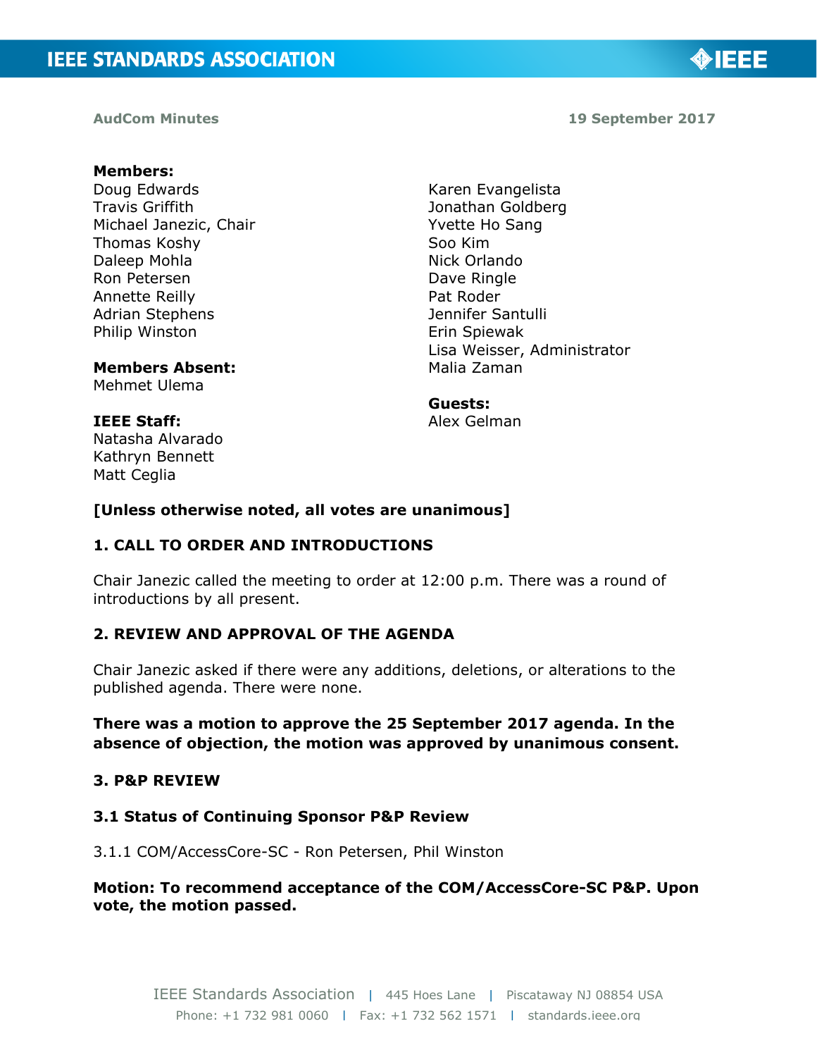**AudCom Minutes** — **19 September 2017**

**Members:**
Doug Edwards
Travis Griffith
Michael Janezic, Chair
Thomas Koshy
Daleep Mohla
Ron Petersen
Annette Reilly
Adrian Stephens
Philip Winston
Karen Evangelista
Jonathan Goldberg
Yvette Ho Sang
Soo Kim
Nick Orlando
Dave Ringle
Pat Roder
Jennifer Santulli
Erin Spiewak
Lisa Weisser, Administrator
Malia Zaman

**Members Absent:**
Mehmet Ulema

**IEEE Staff:**
Natasha Alvarado
Kathryn Bennett
Matt Ceglia

**Guests:**
Alex Gelman

**[Unless otherwise noted, all votes are unanimous]**

## 1. CALL TO ORDER AND INTRODUCTIONS

Chair Janezic called the meeting to order at 12:00 p.m. There was a round of introductions by all present.

## 2. REVIEW AND APPROVAL OF THE AGENDA

Chair Janezic asked if there were any additions, deletions, or alterations to the published agenda. There were none.

**There was a motion to approve the 25 September 2017 agenda. In the absence of objection, the motion was approved by unanimous consent.**

## 3. P&P REVIEW

### 3.1 Status of Continuing Sponsor P&P Review

3.1.1 COM/AccessCore-SC - Ron Petersen, Phil Winston

**Motion: To recommend acceptance of the COM/AccessCore-SC P&P. Upon vote, the motion passed.**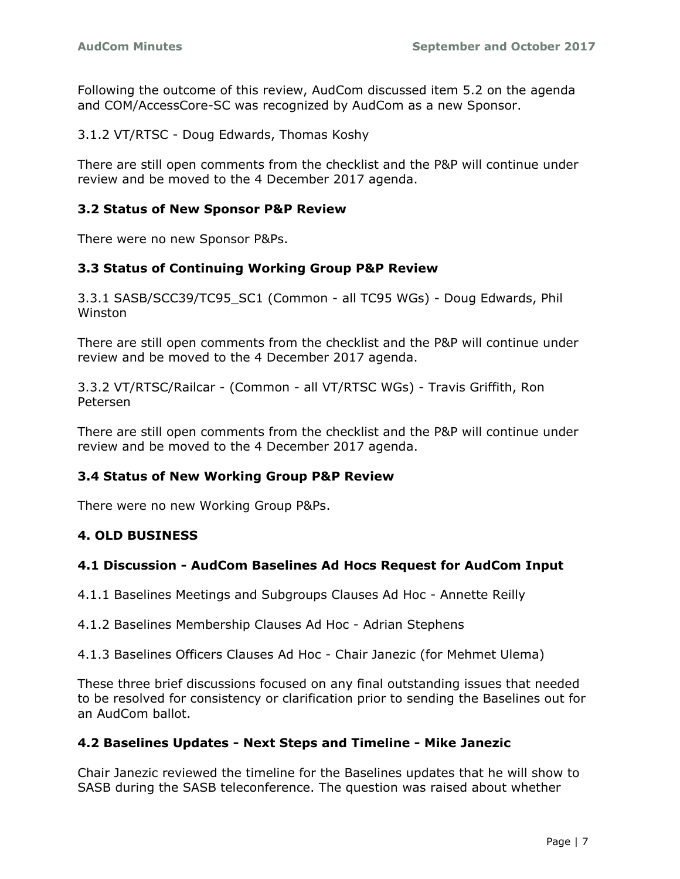Following the outcome of this review, AudCom discussed item 5.2 on the agenda and COM/AccessCore-SC was recognized by AudCom as a new Sponsor.

3.1.2 VT/RTSC - Doug Edwards, Thomas Koshy

There are still open comments from the checklist and the P&P will continue under review and be moved to the 4 December 2017 agenda.

### 3.2 Status of New Sponsor P&P Review

There were no new Sponsor P&Ps.

### 3.3 Status of Continuing Working Group P&P Review

3.3.1 SASB/SCC39/TC95_SC1 (Common - all TC95 WGs) - Doug Edwards, Phil Winston

There are still open comments from the checklist and the P&P will continue under review and be moved to the 4 December 2017 agenda.

3.3.2 VT/RTSC/Railcar - (Common - all VT/RTSC WGs) - Travis Griffith, Ron Petersen

There are still open comments from the checklist and the P&P will continue under review and be moved to the 4 December 2017 agenda.

### 3.4 Status of New Working Group P&P Review

There were no new Working Group P&Ps.

## 4. OLD BUSINESS

### 4.1 Discussion - AudCom Baselines Ad Hocs Request for AudCom Input

4.1.1 Baselines Meetings and Subgroups Clauses Ad Hoc - Annette Reilly

4.1.2 Baselines Membership Clauses Ad Hoc - Adrian Stephens

4.1.3 Baselines Officers Clauses Ad Hoc - Chair Janezic (for Mehmet Ulema)

These three brief discussions focused on any final outstanding issues that needed to be resolved for consistency or clarification prior to sending the Baselines out for an AudCom ballot.

### 4.2 Baselines Updates - Next Steps and Timeline - Mike Janezic

Chair Janezic reviewed the timeline for the Baselines updates that he will show to SASB during the SASB teleconference. The question was raised about whether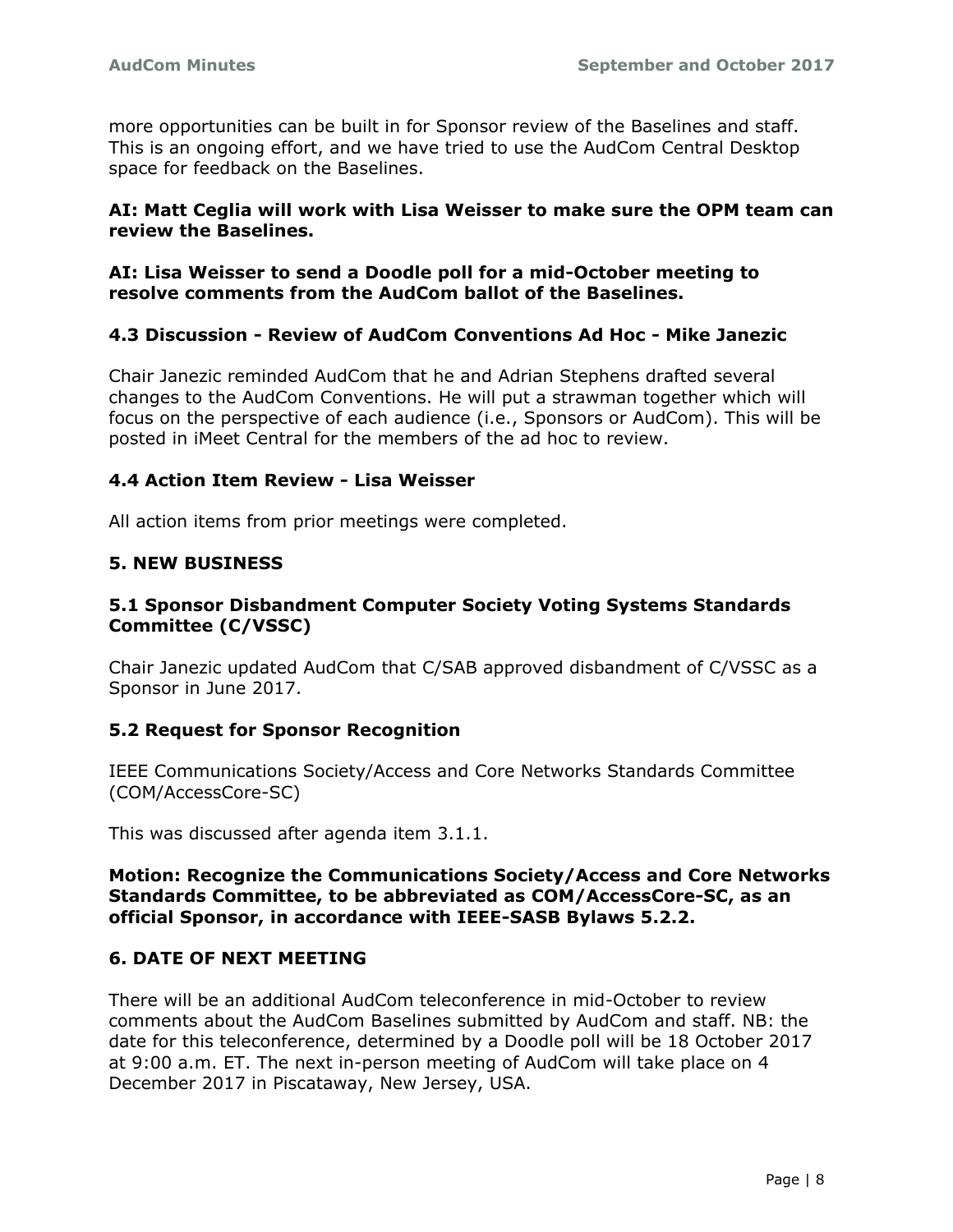more opportunities can be built in for Sponsor review of the Baselines and staff. This is an ongoing effort, and we have tried to use the AudCom Central Desktop space for feedback on the Baselines.

**AI: Matt Ceglia will work with Lisa Weisser to make sure the OPM team can review the Baselines.**

**AI: Lisa Weisser to send a Doodle poll for a mid-October meeting to resolve comments from the AudCom ballot of the Baselines.**

### 4.3 Discussion - Review of AudCom Conventions Ad Hoc - Mike Janezic

Chair Janezic reminded AudCom that he and Adrian Stephens drafted several changes to the AudCom Conventions. He will put a strawman together which will focus on the perspective of each audience (i.e., Sponsors or AudCom). This will be posted in iMeet Central for the members of the ad hoc to review.

### 4.4 Action Item Review - Lisa Weisser

All action items from prior meetings were completed.

## 5. NEW BUSINESS

### 5.1 Sponsor Disbandment Computer Society Voting Systems Standards Committee (C/VSSC)

Chair Janezic updated AudCom that C/SAB approved disbandment of C/VSSC as a Sponsor in June 2017.

### 5.2 Request for Sponsor Recognition

IEEE Communications Society/Access and Core Networks Standards Committee (COM/AccessCore-SC)

This was discussed after agenda item 3.1.1.

**Motion: Recognize the Communications Society/Access and Core Networks Standards Committee, to be abbreviated as COM/AccessCore-SC, as an official Sponsor, in accordance with IEEE-SASB Bylaws 5.2.2.**

## 6. DATE OF NEXT MEETING

There will be an additional AudCom teleconference in mid-October to review comments about the AudCom Baselines submitted by AudCom and staff. NB: the date for this teleconference, determined by a Doodle poll will be 18 October 2017 at 9:00 a.m. ET. The next in-person meeting of AudCom will take place on 4 December 2017 in Piscataway, New Jersey, USA.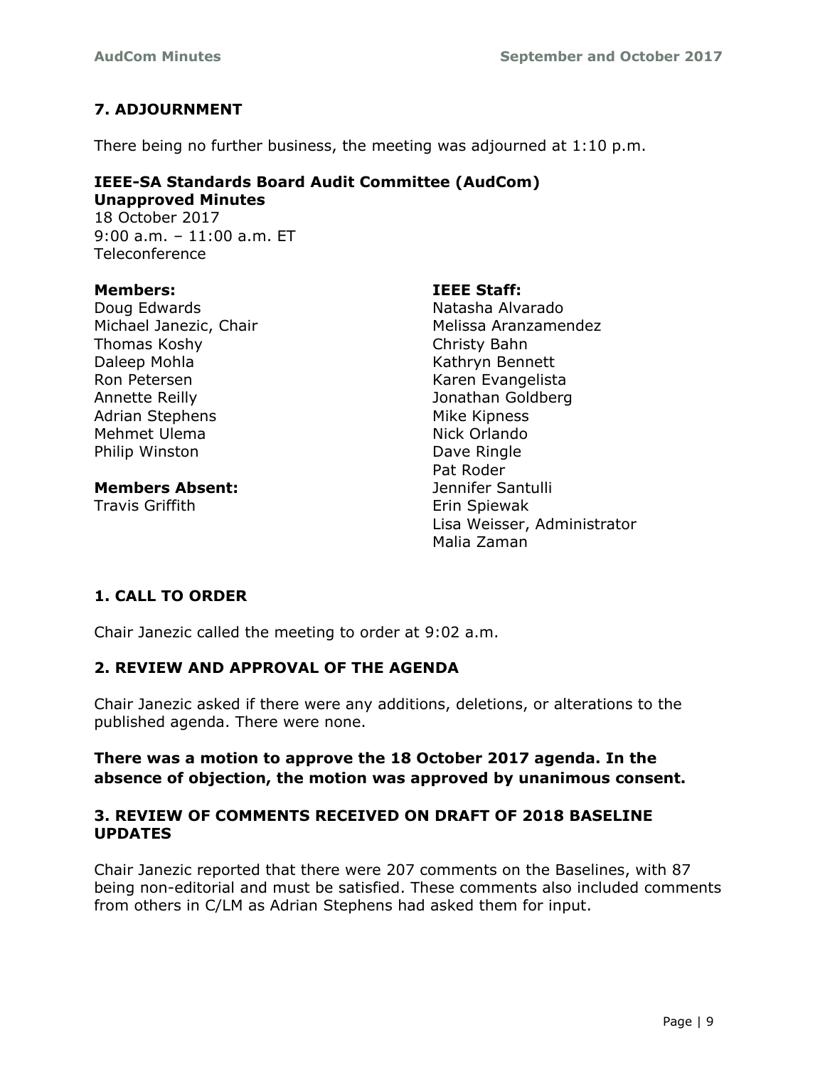## 7. ADJOURNMENT

There being no further business, the meeting was adjourned at 1:10 p.m.

**IEEE-SA Standards Board Audit Committee (AudCom)**
**Unapproved Minutes**
18 October 2017
9:00 a.m. – 11:00 a.m. ET
Teleconference

**Members:**
Doug Edwards
Michael Janezic, Chair
Thomas Koshy
Daleep Mohla
Ron Petersen
Annette Reilly
Adrian Stephens
Mehmet Ulema
Philip Winston

**Members Absent:**
Travis Griffith

**IEEE Staff:**
Natasha Alvarado
Melissa Aranzamendez
Christy Bahn
Kathryn Bennett
Karen Evangelista
Jonathan Goldberg
Mike Kipness
Nick Orlando
Dave Ringle
Pat Roder
Jennifer Santulli
Erin Spiewak
Lisa Weisser, Administrator
Malia Zaman

## 1. CALL TO ORDER

Chair Janezic called the meeting to order at 9:02 a.m.

## 2. REVIEW AND APPROVAL OF THE AGENDA

Chair Janezic asked if there were any additions, deletions, or alterations to the published agenda. There were none.

**There was a motion to approve the 18 October 2017 agenda. In the absence of objection, the motion was approved by unanimous consent.**

## 3. REVIEW OF COMMENTS RECEIVED ON DRAFT OF 2018 BASELINE UPDATES

Chair Janezic reported that there were 207 comments on the Baselines, with 87 being non-editorial and must be satisfied. These comments also included comments from others in C/LM as Adrian Stephens had asked them for input.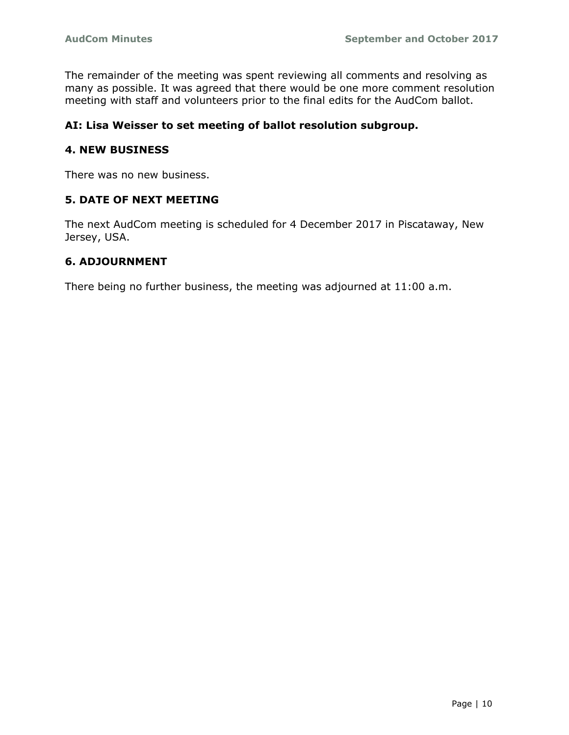The remainder of the meeting was spent reviewing all comments and resolving as many as possible. It was agreed that there would be one more comment resolution meeting with staff and volunteers prior to the final edits for the AudCom ballot.

**AI: Lisa Weisser to set meeting of ballot resolution subgroup.**

## 4. NEW BUSINESS

There was no new business.

## 5. DATE OF NEXT MEETING

The next AudCom meeting is scheduled for 4 December 2017 in Piscataway, New Jersey, USA.

## 6. ADJOURNMENT

There being no further business, the meeting was adjourned at 11:00 a.m.